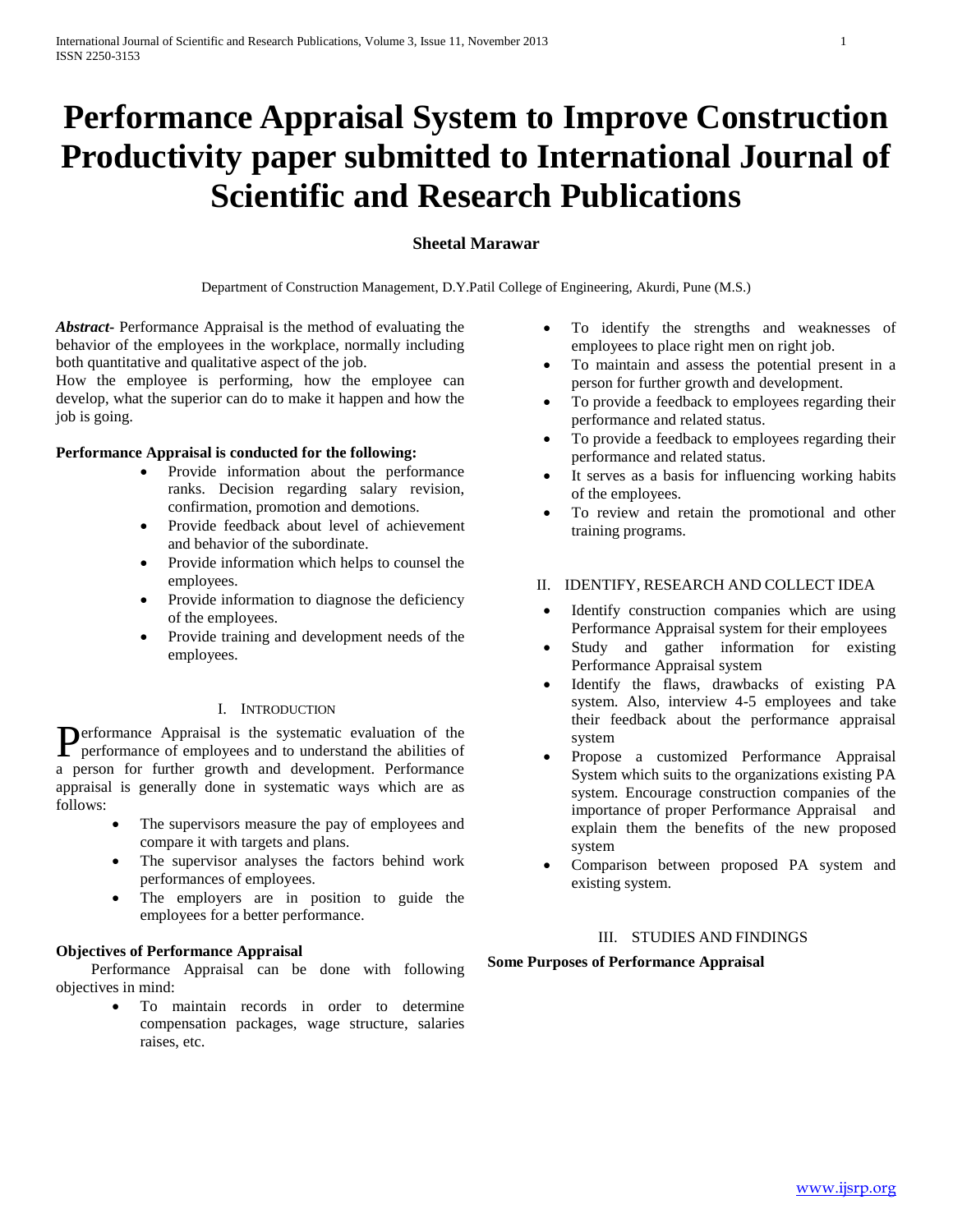# Performance Appraisal System to Improve Construction Productivity paper submitted to International Journal of Scientific and Research Publications

**Sheetal Marawar**

Department of Construction Management, D.Y.Patil College of Engineering, Akurdi, Pune (M.S.)

***Abstract***- Performance Appraisal is the method of evaluating the behavior of the employees in the workplace, normally including both quantitative and qualitative aspect of the job.
How the employee is performing, how the employee can develop, what the superior can do to make it happen and how the job is going.

**Performance Appraisal is conducted for the following:**

- Provide information about the performance ranks. Decision regarding salary revision, confirmation, promotion and demotions.
- Provide feedback about level of achievement and behavior of the subordinate.
- Provide information which helps to counsel the employees.
- Provide information to diagnose the deficiency of the employees.
- Provide training and development needs of the employees.

## I. Introduction

Performance Appraisal is the systematic evaluation of the performance of employees and to understand the abilities of a person for further growth and development. Performance appraisal is generally done in systematic ways which are as follows:

- The supervisors measure the pay of employees and compare it with targets and plans.
- The supervisor analyses the factors behind work performances of employees.
- The employers are in position to guide the employees for a better performance.

**Objectives of Performance Appraisal**

Performance Appraisal can be done with following objectives in mind:

- To maintain records in order to determine compensation packages, wage structure, salaries raises, etc.
- To identify the strengths and weaknesses of employees to place right men on right job.
- To maintain and assess the potential present in a person for further growth and development.
- To provide a feedback to employees regarding their performance and related status.
- To provide a feedback to employees regarding their performance and related status.
- It serves as a basis for influencing working habits of the employees.
- To review and retain the promotional and other training programs.

## II. Identify, Research and Collect Idea

- Identify construction companies which are using Performance Appraisal system for their employees
- Study and gather information for existing Performance Appraisal system
- Identify the flaws, drawbacks of existing PA system. Also, interview 4-5 employees and take their feedback about the performance appraisal system
- Propose a customized Performance Appraisal System which suits to the organizations existing PA system. Encourage construction companies of the importance of proper Performance Appraisal and explain them the benefits of the new proposed system
- Comparison between proposed PA system and existing system.

## III. Studies and Findings

**Some Purposes of Performance Appraisal**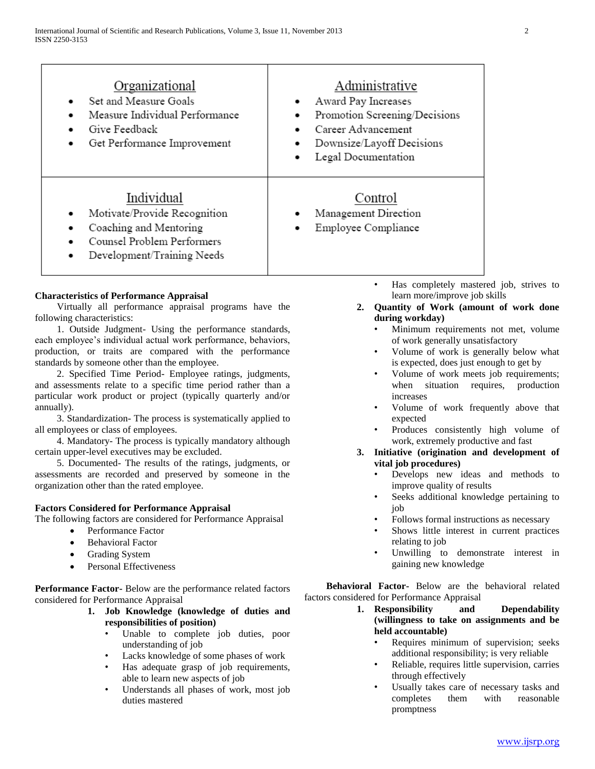| Organizational | Administrative |
| --- | --- |
| • Set and Measure Goals<br>• Measure Individual Performance<br>• Give Feedback<br>• Get Performance Improvement | • Award Pay Increases<br>• Promotion Screening/Decisions<br>• Career Advancement<br>• Downsize/Layoff Decisions<br>• Legal Documentation |
| **Individual** | **Control** |
| • Motivate/Provide Recognition<br>• Coaching and Mentoring<br>• Counsel Problem Performers<br>• Development/Training Needs | • Management Direction<br>• Employee Compliance |

**Characteristics of Performance Appraisal**

Virtually all performance appraisal programs have the following characteristics:

1. Outside Judgment- Using the performance standards, each employee's individual actual work performance, behaviors, production, or traits are compared with the performance standards by someone other than the employee.

2. Specified Time Period- Employee ratings, judgments, and assessments relate to a specific time period rather than a particular work product or project (typically quarterly and/or annually).

3. Standardization- The process is systematically applied to all employees or class of employees.

4. Mandatory- The process is typically mandatory although certain upper-level executives may be excluded.

5. Documented- The results of the ratings, judgments, or assessments are recorded and preserved by someone in the organization other than the rated employee.

**Factors Considered for Performance Appraisal**

The following factors are considered for Performance Appraisal

- Performance Factor
- Behavioral Factor
- Grading System
- Personal Effectiveness

**Performance Factor-** Below are the performance related factors considered for Performance Appraisal

1. **Job Knowledge (knowledge of duties and responsibilities of position)**
   - Unable to complete job duties, poor understanding of job
   - Lacks knowledge of some phases of work
   - Has adequate grasp of job requirements, able to learn new aspects of job
   - Understands all phases of work, most job duties mastered
   - Has completely mastered job, strives to learn more/improve job skills
2. **Quantity of Work (amount of work done during workday)**
   - Minimum requirements not met, volume of work generally unsatisfactory
   - Volume of work is generally below what is expected, does just enough to get by
   - Volume of work meets job requirements; when situation requires, production increases
   - Volume of work frequently above that expected
   - Produces consistently high volume of work, extremely productive and fast
3. **Initiative (origination and development of vital job procedures)**
   - Develops new ideas and methods to improve quality of results
   - Seeks additional knowledge pertaining to job
   - Follows formal instructions as necessary
   - Shows little interest in current practices relating to job
   - Unwilling to demonstrate interest in gaining new knowledge

**Behavioral Factor-** Below are the behavioral related factors considered for Performance Appraisal

1. **Responsibility and Dependability (willingness to take on assignments and be held accountable)**
   - Requires minimum of supervision; seeks additional responsibility; is very reliable
   - Reliable, requires little supervision, carries through effectively
   - Usually takes care of necessary tasks and completes them with reasonable promptness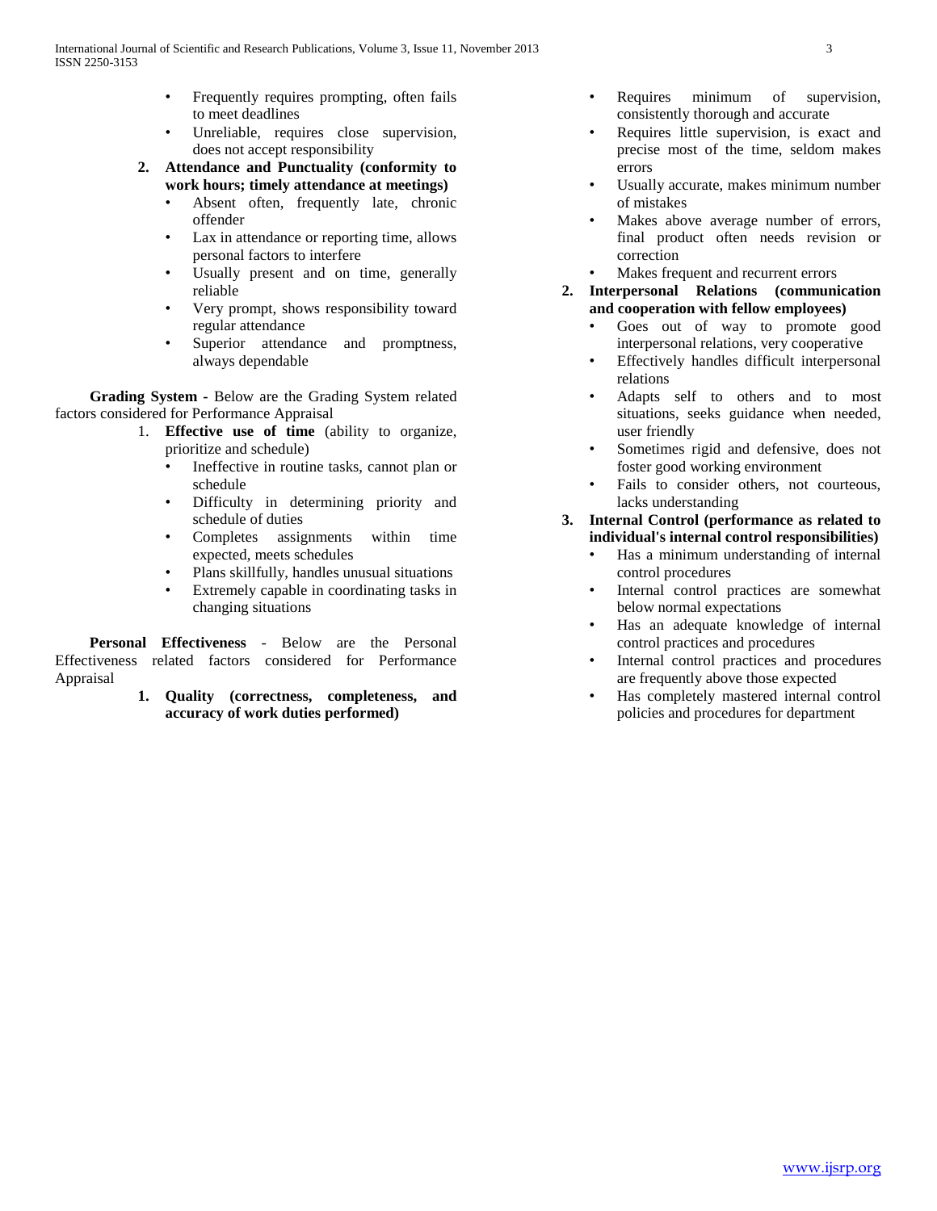- Frequently requires prompting, often fails to meet deadlines
- Unreliable, requires close supervision, does not accept responsibility

2. **Attendance and Punctuality (conformity to work hours; timely attendance at meetings)**
    - Absent often, frequently late, chronic offender
    - Lax in attendance or reporting time, allows personal factors to interfere
    - Usually present and on time, generally reliable
    - Very prompt, shows responsibility toward regular attendance
    - Superior attendance and promptness, always dependable

**Grading System** - Below are the Grading System related factors considered for Performance Appraisal

1. **Effective use of time** (ability to organize, prioritize and schedule)
    - Ineffective in routine tasks, cannot plan or schedule
    - Difficulty in determining priority and schedule of duties
    - Completes assignments within time expected, meets schedules
    - Plans skillfully, handles unusual situations
    - Extremely capable in coordinating tasks in changing situations

**Personal Effectiveness** - Below are the Personal Effectiveness related factors considered for Performance Appraisal

1. **Quality (correctness, completeness, and accuracy of work duties performed)**
    - Requires minimum of supervision, consistently thorough and accurate
    - Requires little supervision, is exact and precise most of the time, seldom makes errors
    - Usually accurate, makes minimum number of mistakes
    - Makes above average number of errors, final product often needs revision or correction
    - Makes frequent and recurrent errors
2. **Interpersonal Relations (communication and cooperation with fellow employees)**
    - Goes out of way to promote good interpersonal relations, very cooperative
    - Effectively handles difficult interpersonal relations
    - Adapts self to others and to most situations, seeks guidance when needed, user friendly
    - Sometimes rigid and defensive, does not foster good working environment
    - Fails to consider others, not courteous, lacks understanding
3. **Internal Control (performance as related to individual's internal control responsibilities)**
    - Has a minimum understanding of internal control procedures
    - Internal control practices are somewhat below normal expectations
    - Has an adequate knowledge of internal control practices and procedures
    - Internal control practices and procedures are frequently above those expected
    - Has completely mastered internal control policies and procedures for department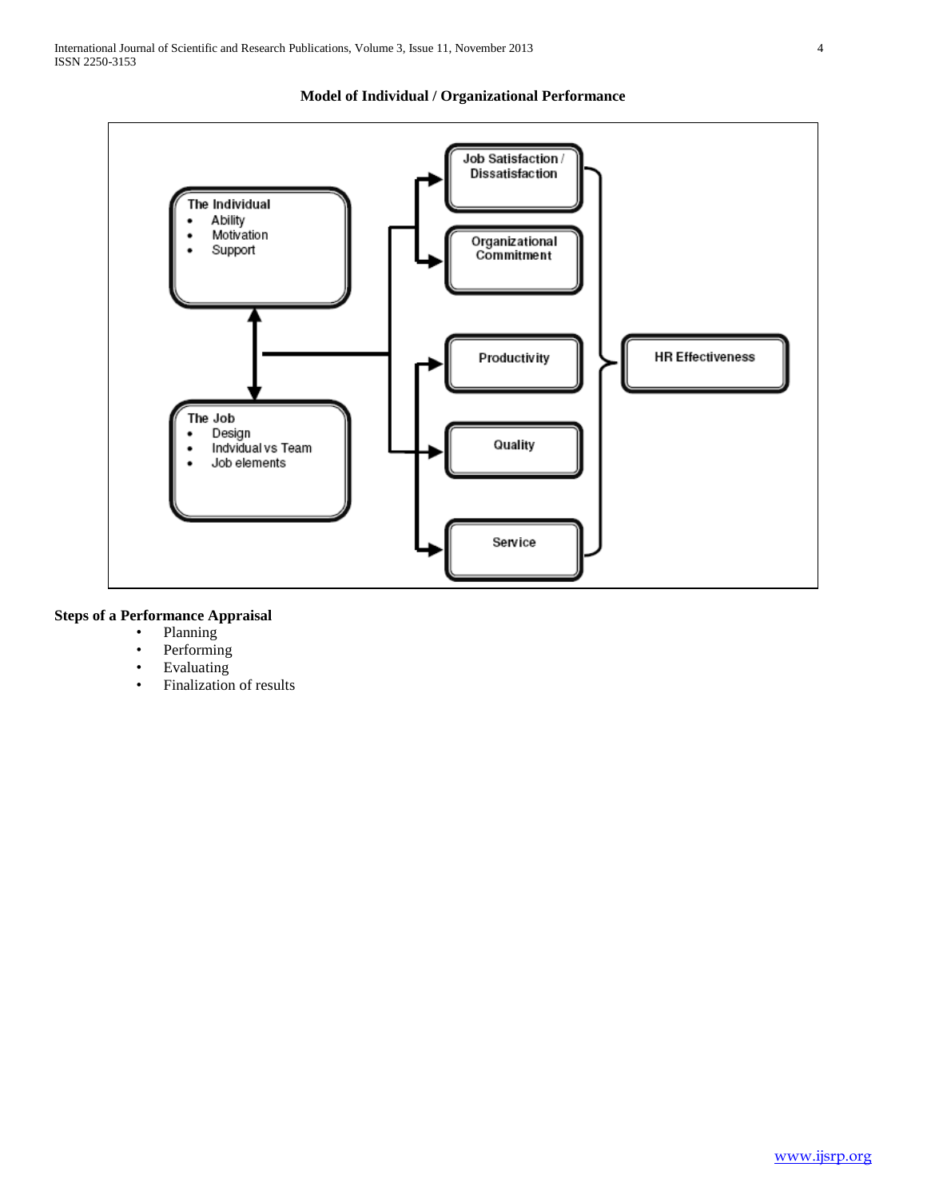**Model of Individual / Organizational Performance**

The Individual
- Ability
- Motivation
- Support

The Job
- Design
- Indvidual vs Team
- Job elements

Job Satisfaction / Dissatisfaction

Organizational Commitment

Productivity

Quality

Service

HR Effectiveness

**Steps of a Performance Appraisal**

- Planning
- Performing
- Evaluating
- Finalization of results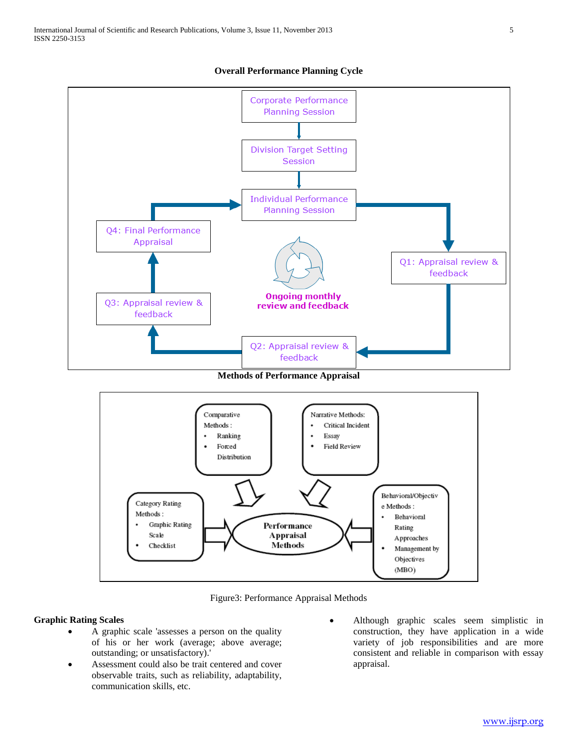**Overall Performance Planning Cycle**

Corporate Performance Planning Session

Division Target Setting Session

Individual Performance Planning Session

Q1: Appraisal review & feedback

Q2: Appraisal review & feedback

Q3: Appraisal review & feedback

Q4: Final Performance Appraisal

Ongoing monthly review and feedback

**Methods of Performance Appraisal**

Comparative Methods :
- Ranking
- Forced Distribution

Narrative Methods:
- Critical Incident
- Essay
- Field Review

Category Rating Methods :
- Graphic Rating Scale
- Checklist

Performance Appraisal Methods

Behavioral/Objective Methods :
- Behavioral Rating Approaches
- Management by Objectives (MBO)

Figure3: Performance Appraisal Methods

**Graphic Rating Scales**

- A graphic scale 'assesses a person on the quality of his or her work (average; above average; outstanding; or unsatisfactory).'
- Assessment could also be trait centered and cover observable traits, such as reliability, adaptability, communication skills, etc.
- Although graphic scales seem simplistic in construction, they have application in a wide variety of job responsibilities and are more consistent and reliable in comparison with essay appraisal.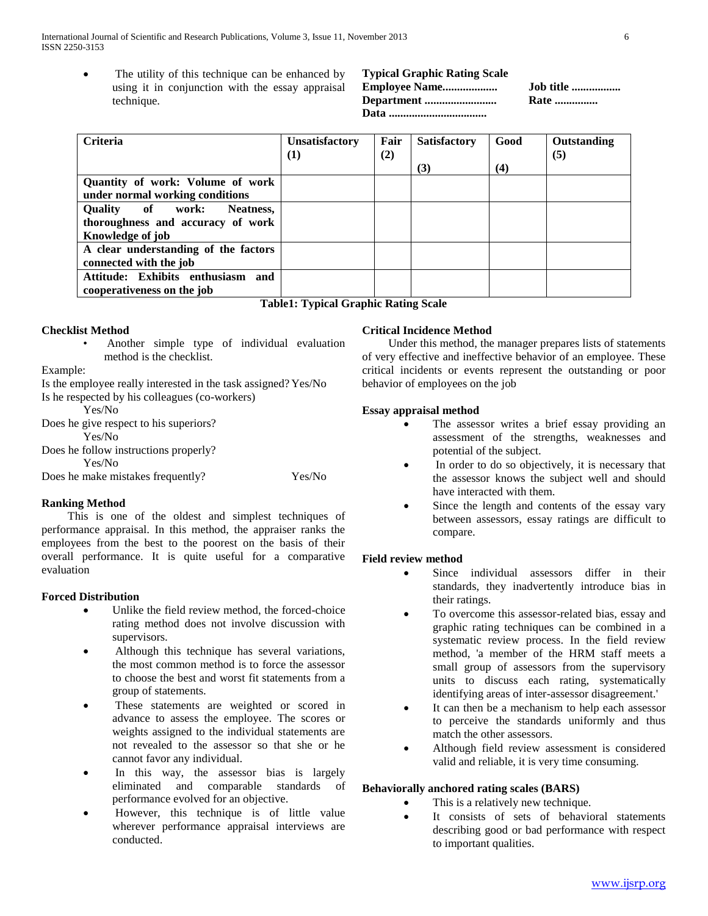- The utility of this technique can be enhanced by using it in conjunction with the essay appraisal technique.

**Typical Graphic Rating Scale**

**Employee Name..................** **Job title ................**

**Department .........................** **Rate ...............**

**Data .................................**

| **Criteria** | **Unsatisfactory (1)** | **Fair (2)** | **Satisfactory (3)** | **Good (4)** | **Outstanding (5)** |
|---|---|---|---|---|---|
| **Quantity of work: Volume of work under normal working conditions** | | | | | |
| **Quality of work: Neatness, thoroughness and accuracy of work Knowledge of job** | | | | | |
| **A clear understanding of the factors connected with the job** | | | | | |
| **Attitude: Exhibits enthusiasm and cooperativeness on the job** | | | | | |

**Table1: Typical Graphic Rating Scale**

### Checklist Method

- Another simple type of individual evaluation method is the checklist.

Example:

Is the employee really interested in the task assigned? Yes/No

Is he respected by his colleagues (co-workers) Yes/No

Does he give respect to his superiors? Yes/No

Does he follow instructions properly? Yes/No

Does he make mistakes frequently? Yes/No

### Ranking Method

This is one of the oldest and simplest techniques of performance appraisal. In this method, the appraiser ranks the employees from the best to the poorest on the basis of their overall performance. It is quite useful for a comparative evaluation

### Forced Distribution

- Unlike the field review method, the forced-choice rating method does not involve discussion with supervisors.
- Although this technique has several variations, the most common method is to force the assessor to choose the best and worst fit statements from a group of statements.
- These statements are weighted or scored in advance to assess the employee. The scores or weights assigned to the individual statements are not revealed to the assessor so that she or he cannot favor any individual.
- In this way, the assessor bias is largely eliminated and comparable standards of performance evolved for an objective.
- However, this technique is of little value wherever performance appraisal interviews are conducted.

### Critical Incidence Method

Under this method, the manager prepares lists of statements of very effective and ineffective behavior of an employee. These critical incidents or events represent the outstanding or poor behavior of employees on the job

### Essay appraisal method

- The assessor writes a brief essay providing an assessment of the strengths, weaknesses and potential of the subject.
- In order to do so objectively, it is necessary that the assessor knows the subject well and should have interacted with them.
- Since the length and contents of the essay vary between assessors, essay ratings are difficult to compare.

### Field review method

- Since individual assessors differ in their standards, they inadvertently introduce bias in their ratings.
- To overcome this assessor-related bias, essay and graphic rating techniques can be combined in a systematic review process. In the field review method, 'a member of the HRM staff meets a small group of assessors from the supervisory units to discuss each rating, systematically identifying areas of inter-assessor disagreement.'
- It can then be a mechanism to help each assessor to perceive the standards uniformly and thus match the other assessors.
- Although field review assessment is considered valid and reliable, it is very time consuming.

### Behaviorally anchored rating scales (BARS)

- This is a relatively new technique.
- It consists of sets of behavioral statements describing good or bad performance with respect to important qualities.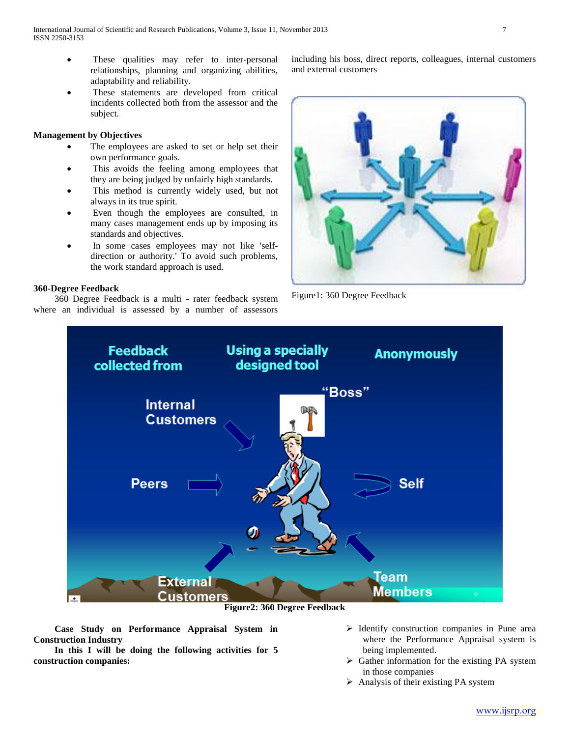- These qualities may refer to inter-personal relationships, planning and organizing abilities, adaptability and reliability.
- These statements are developed from critical incidents collected both from the assessor and the subject.

### Management by Objectives

- The employees are asked to set or help set their own performance goals.
- This avoids the feeling among employees that they are being judged by unfairly high standards.
- This method is currently widely used, but not always in its true spirit.
- Even though the employees are consulted, in many cases management ends up by imposing its standards and objectives.
- In some cases employees may not like 'self-direction or authority.' To avoid such problems, the work standard approach is used.

### 360-Degree Feedback

360 Degree Feedback is a multi - rater feedback system where an individual is assessed by a number of assessors including his boss, direct reports, colleagues, internal customers and external customers

Figure1: 360 Degree Feedback

**Figure2: 360 Degree Feedback**

**Case Study on Performance Appraisal System in Construction Industry**

**In this I will be doing the following activities for 5 construction companies:**

- Identify construction companies in Pune area where the Performance Appraisal system is being implemented.
- Gather information for the existing PA system in those companies
- Analysis of their existing PA system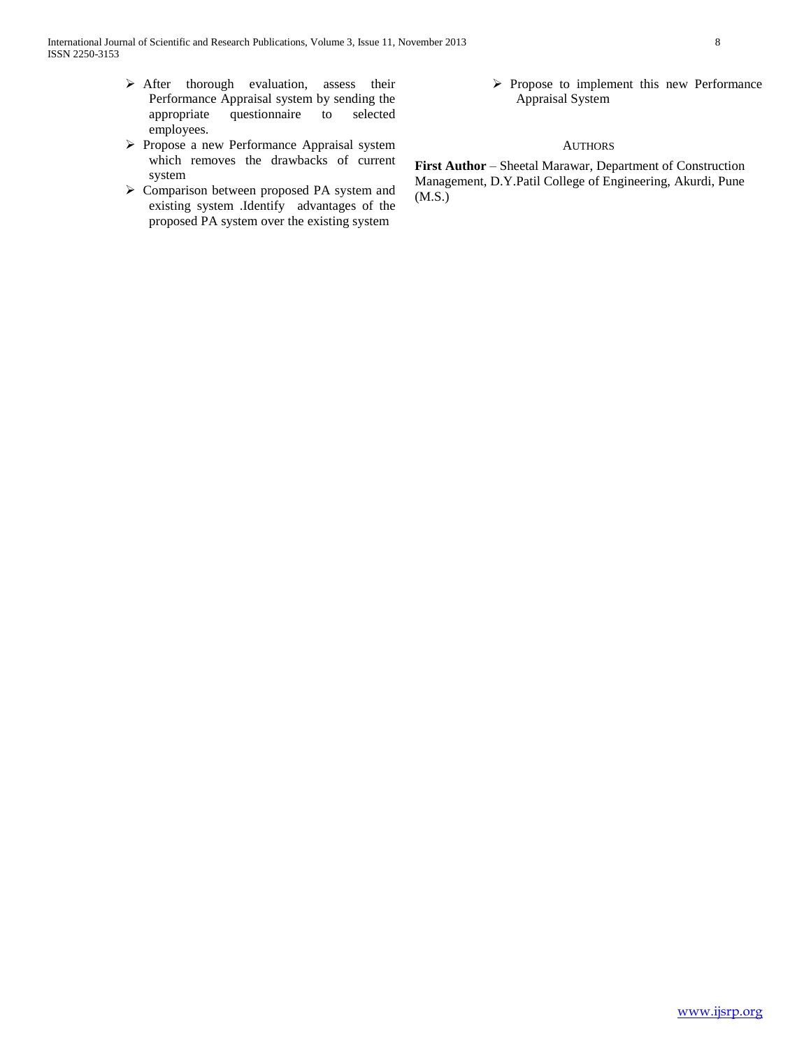- After thorough evaluation, assess their Performance Appraisal system by sending the appropriate questionnaire to selected employees.
- Propose a new Performance Appraisal system which removes the drawbacks of current system
- Comparison between proposed PA system and existing system .Identify advantages of the proposed PA system over the existing system
- Propose to implement this new Performance Appraisal System

## AUTHORS

**First Author** – Sheetal Marawar, Department of Construction Management, D.Y.Patil College of Engineering, Akurdi, Pune (M.S.)